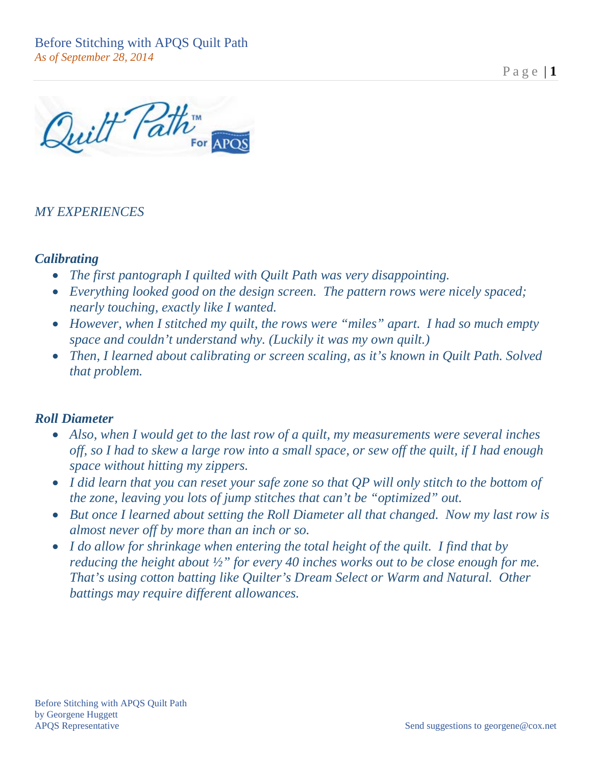*MY EXPERIENCES*

### ***Calibrating***

- *The first pantograph I quilted with Quilt Path was very disappointing.*
- *Everything looked good on the design screen. The pattern rows were nicely spaced; nearly touching, exactly like I wanted.*
- *However, when I stitched my quilt, the rows were "miles" apart. I had so much empty space and couldn't understand why. (Luckily it was my own quilt.)*
- *Then, I learned about calibrating or screen scaling, as it's known in Quilt Path. Solved that problem.*

### ***Roll Diameter***

- *Also, when I would get to the last row of a quilt, my measurements were several inches off, so I had to skew a large row into a small space, or sew off the quilt, if I had enough space without hitting my zippers.*
- *I did learn that you can reset your safe zone so that QP will only stitch to the bottom of the zone, leaving you lots of jump stitches that can't be "optimized" out.*
- *But once I learned about setting the Roll Diameter all that changed. Now my last row is almost never off by more than an inch or so.*
- *I do allow for shrinkage when entering the total height of the quilt. I find that by reducing the height about ½" for every 40 inches works out to be close enough for me. That's using cotton batting like Quilter's Dream Select or Warm and Natural. Other battings may require different allowances.*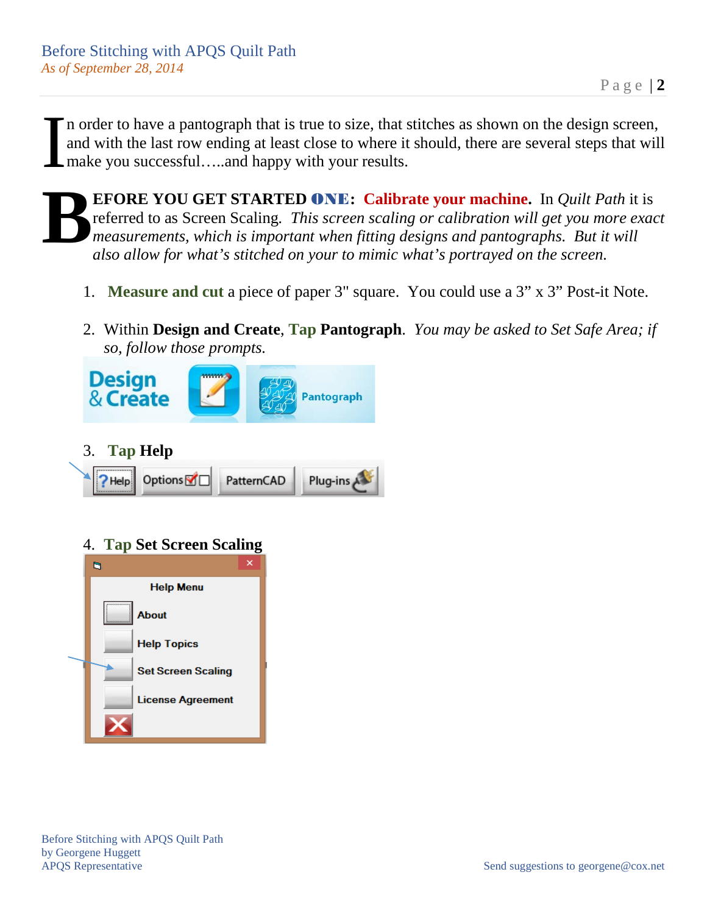In order to have a pantograph that is true to size, that stitches as shown on the design screen, and with the last row ending at least close to where it should, there are several steps that will make you successful…..and happy with your results.

**BEFORE YOU GET STARTED ONE: Calibrate your machine.** In *Quilt Path* it is referred to as Screen Scaling. *This screen scaling or calibration will get you more exact measurements, which is important when fitting designs and pantographs. But it will also allow for what's stitched on your to mimic what's portrayed on the screen.*

1. **Measure and cut** a piece of paper 3" square. You could use a 3" x 3" Post-it Note.

2. Within **Design and Create**, **Tap Pantograph**. *You may be asked to Set Safe Area; if so, follow those prompts.*

3. **Tap Help**

4. **Tap Set Screen Scaling**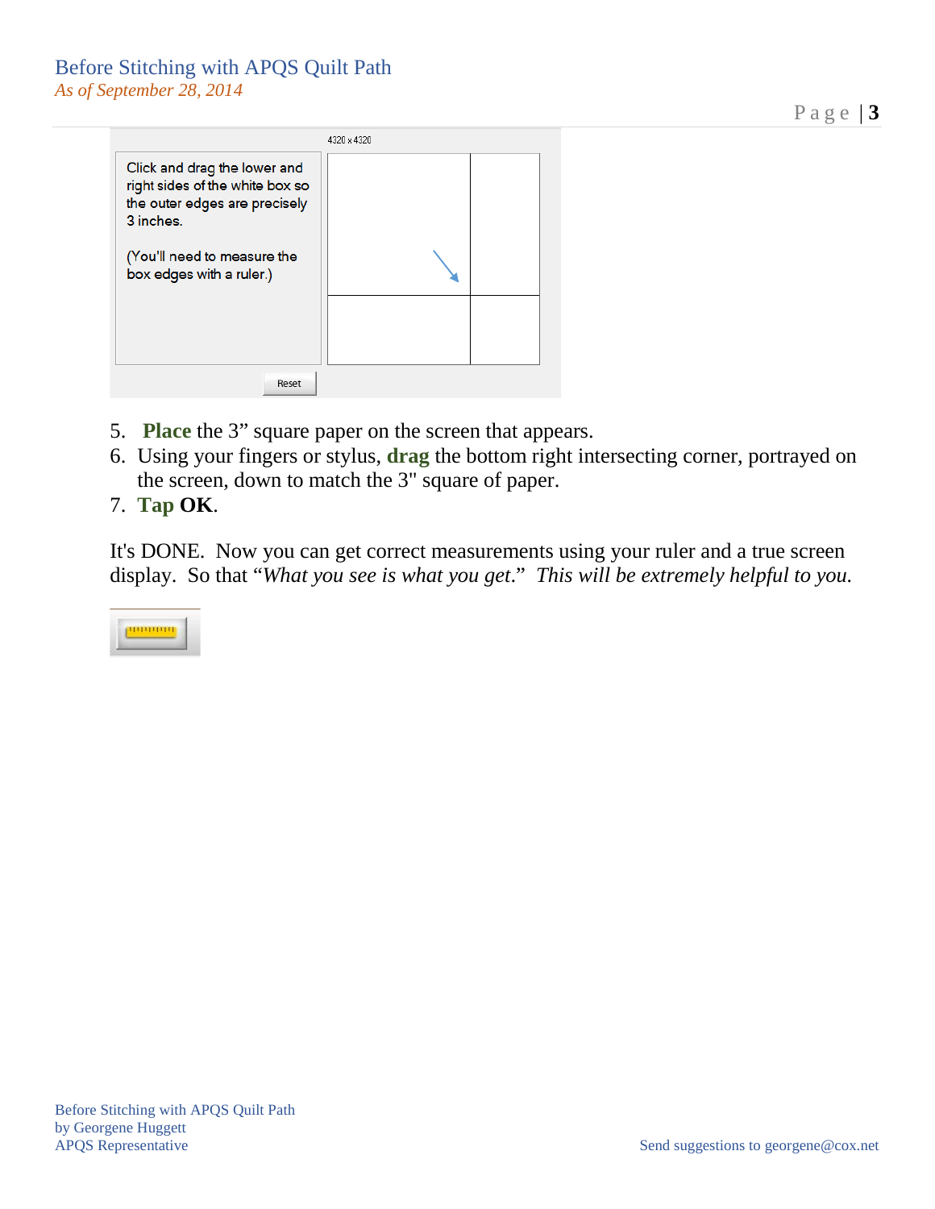5. **Place** the 3” square paper on the screen that appears.
6. Using your fingers or stylus, **drag** the bottom right intersecting corner, portrayed on the screen, down to match the 3" square of paper.
7. **Tap OK**.

It's DONE. Now you can get correct measurements using your ruler and a true screen display. So that “*What you see is what you get*.” *This will be extremely helpful to you.*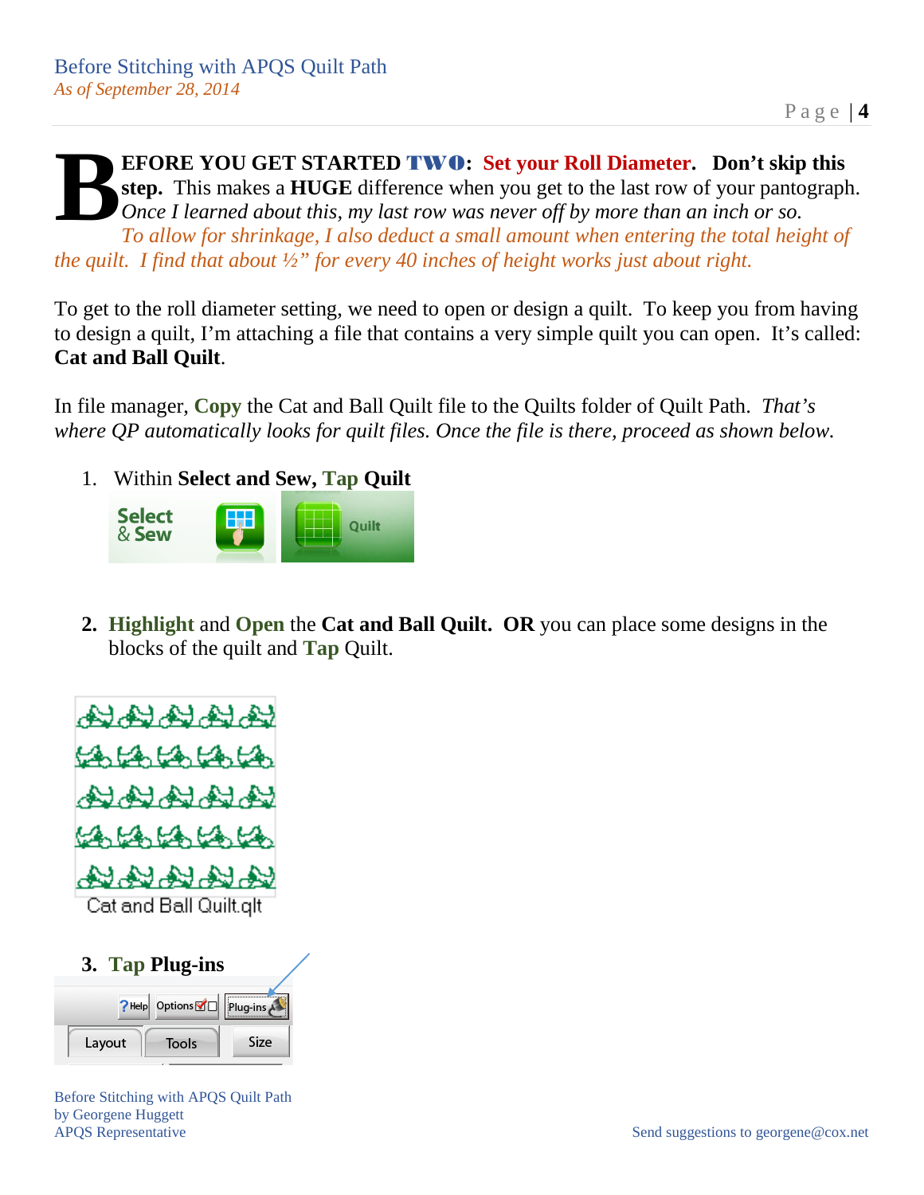**BEFORE YOU GET STARTED TWO: Set your Roll Diameter. Don't skip this step.** This makes a **HUGE** difference when you get to the last row of your pantograph. *Once I learned about this, my last row was never off by more than an inch or so.* *To allow for shrinkage, I also deduct a small amount when entering the total height of the quilt. I find that about ½" for every 40 inches of height works just about right.*

To get to the roll diameter setting, we need to open or design a quilt. To keep you from having to design a quilt, I'm attaching a file that contains a very simple quilt you can open. It's called: **Cat and Ball Quilt**.

In file manager, **Copy** the Cat and Ball Quilt file to the Quilts folder of Quilt Path. *That's where QP automatically looks for quilt files. Once the file is there, proceed as shown below.*

1. Within **Select and Sew**, **Tap Quilt**

2. **Highlight** and **Open** the **Cat and Ball Quilt. OR** you can place some designs in the blocks of the quilt and **Tap** Quilt.

Cat and Ball Quilt.qlt

3. **Tap Plug-ins**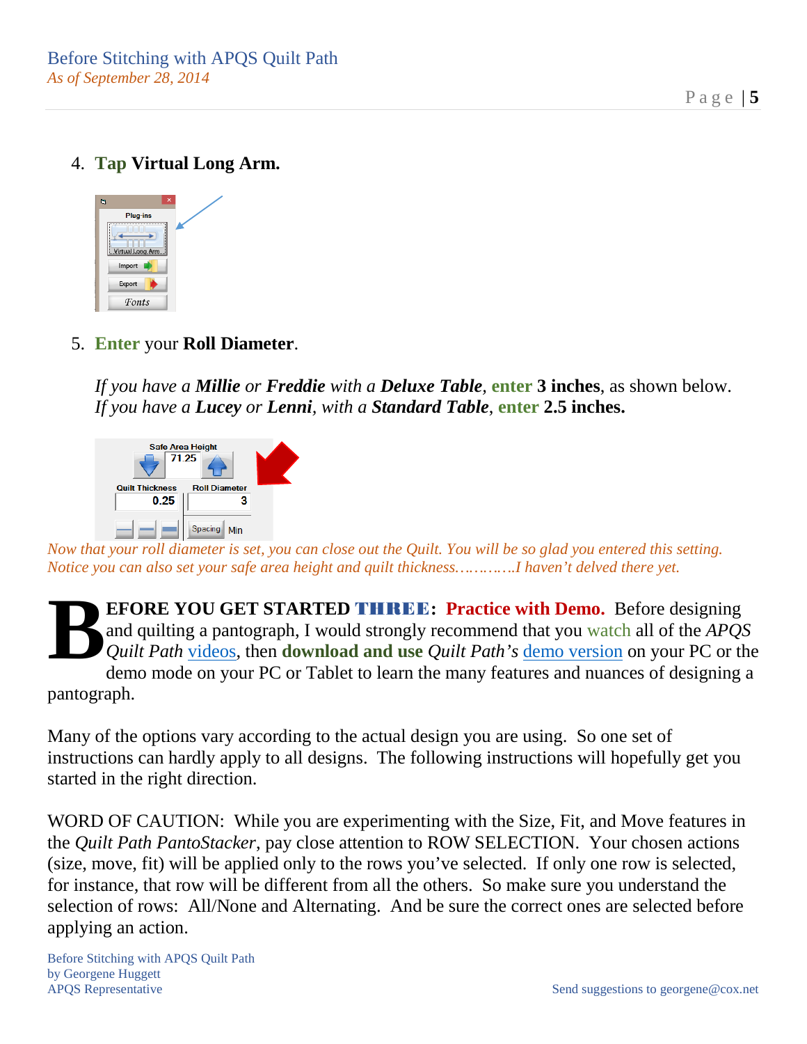4. **Tap Virtual Long Arm.**

5. **Enter** your **Roll Diameter**.

   *If you have a* ***Millie*** *or* ***Freddie*** *with a* ***Deluxe Table****,* **enter 3 inches**, as shown below.
   *If you have a* ***Lucey*** *or* ***Lenni****, with a* ***Standard Table****,* **enter 2.5 inches.**

*Now that your roll diameter is set, you can close out the Quilt. You will be so glad you entered this setting. Notice you can also set your safe area height and quilt thickness…………I haven't delved there yet.*

**BEFORE YOU GET STARTED THREE: Practice with Demo.** Before designing and quilting a pantograph, I would strongly recommend that you watch all of the *APQS Quilt Path* videos, then **download and use** *Quilt Path's* demo version on your PC or the demo mode on your PC or Tablet to learn the many features and nuances of designing a pantograph.

Many of the options vary according to the actual design you are using. So one set of instructions can hardly apply to all designs. The following instructions will hopefully get you started in the right direction.

WORD OF CAUTION: While you are experimenting with the Size, Fit, and Move features in the *Quilt Path PantoStacker*, pay close attention to ROW SELECTION. Your chosen actions (size, move, fit) will be applied only to the rows you've selected. If only one row is selected, for instance, that row will be different from all the others. So make sure you understand the selection of rows: All/None and Alternating. And be sure the correct ones are selected before applying an action.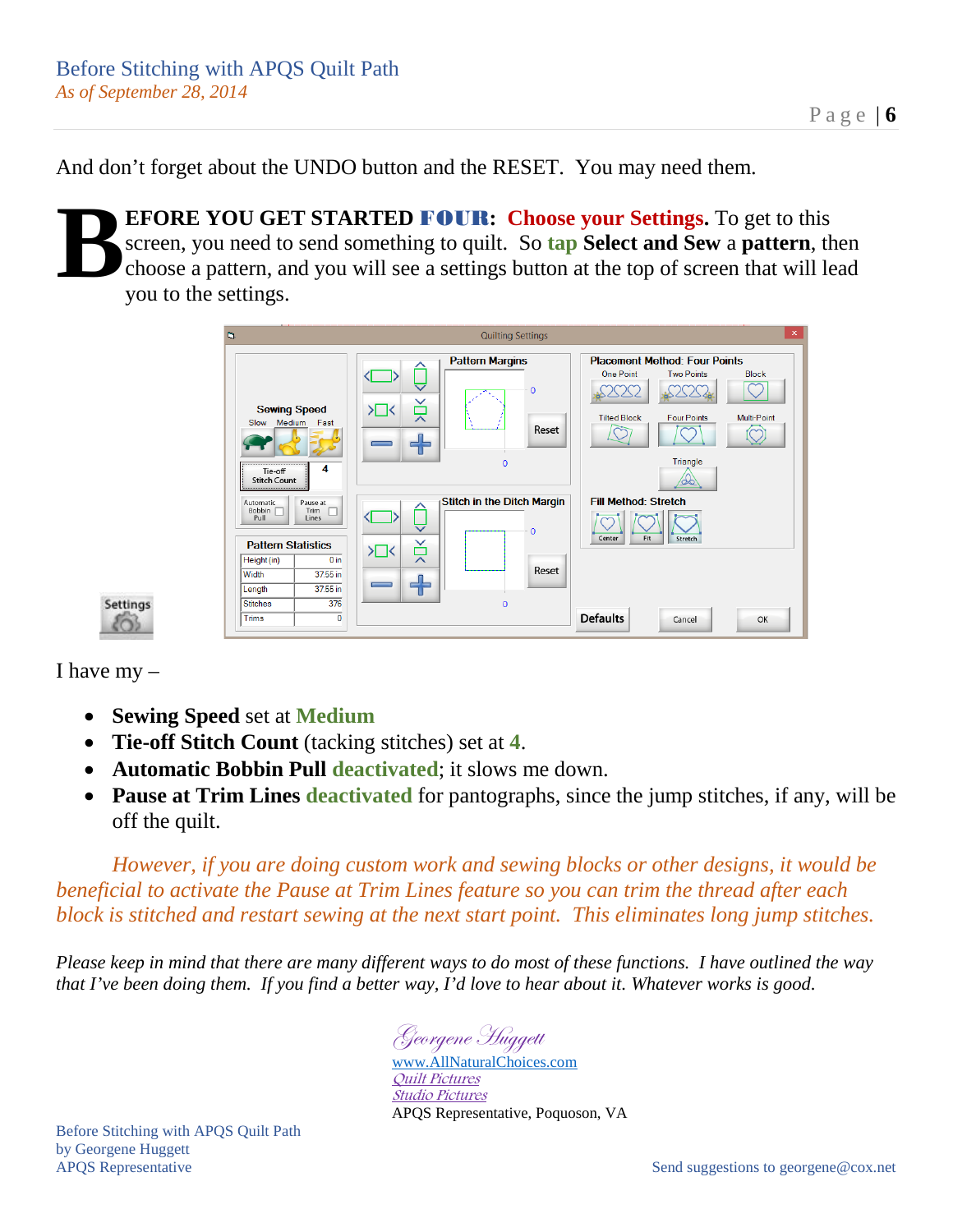And don't forget about the UNDO button and the RESET. You may need them.

**BEFORE YOU GET STARTED FOUR: Choose your Settings.** To get to this screen, you need to send something to quilt. So **tap Select and Sew** a **pattern**, then choose a pattern, and you will see a settings button at the top of screen that will lead you to the settings.

Quilting Settings

Sewing Speed
Slow Medium Fast

Tie-off Stitch Count 4

Automatic Bobbin Pull
Pause at Trim Lines

Pattern Statistics

| | |
|---|---|
| Height (in) | 0 in |
| Width | 37.55 in |
| Length | 37.55 in |
| Stitches | 376 |
| Trims | 0 |

Pattern Margins
0
Reset
0

Stitch in the Ditch Margin
0
Reset
0

Placement Method: Four Points
One Point Two Points Block
Tilted Block Four Points Multi-Point
Triangle

Fill Method: Stretch
Center Fit Stretch

Defaults Cancel OK

Settings

I have my –

- **Sewing Speed** set at **Medium**
- **Tie-off Stitch Count** (tacking stitches) set at **4**.
- **Automatic Bobbin Pull deactivated**; it slows me down.
- **Pause at Trim Lines deactivated** for pantographs, since the jump stitches, if any, will be off the quilt.

*However, if you are doing custom work and sewing blocks or other designs, it would be beneficial to activate the Pause at Trim Lines feature so you can trim the thread after each block is stitched and restart sewing at the next start point. This eliminates long jump stitches.*

*Please keep in mind that there are many different ways to do most of these functions. I have outlined the way that I've been doing them. If you find a better way, I'd love to hear about it. Whatever works is good.*

*Georgene Huggett*
www.AllNaturalChoices.com
*Quilt Pictures*
*Studio Pictures*
APQS Representative, Poquoson, VA